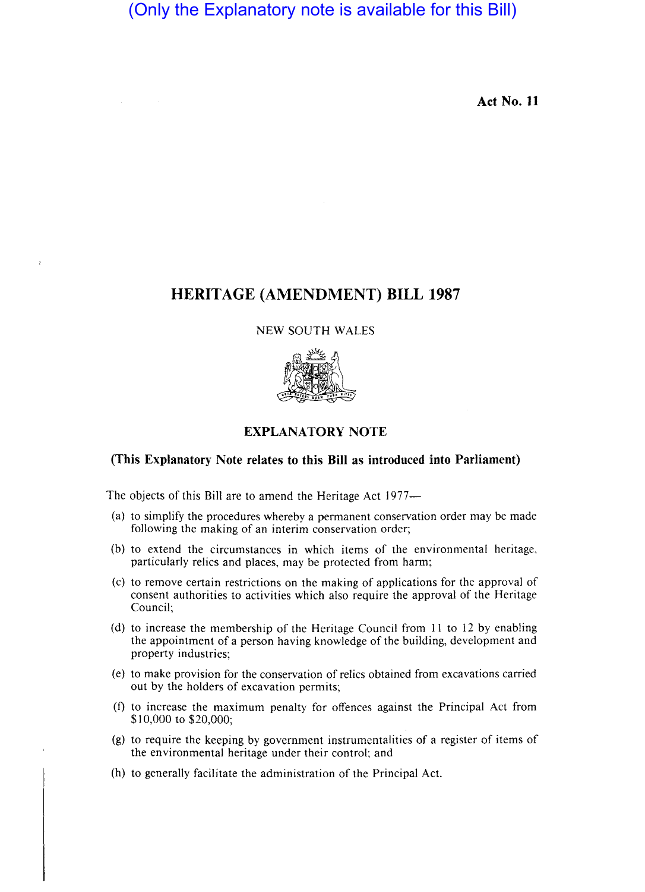(Only the Explanatory note is available for this Bill)

**Act No. 11**

# HERITAGE (AMENDMENT) BILL 1987

NEW SOUTH WALES

## EXPLANATORY NOTE

**(This Explanatory Note relates to this Bill as introduced into Parliament)**

The objects of this Bill are to amend the Heritage Act 1977—

(a) to simplify the procedures whereby a permanent conservation order may be made following the making of an interim conservation order;

(b) to extend the circumstances in which items of the environmental heritage, particularly relics and places, may be protected from harm;

(c) to remove certain restrictions on the making of applications for the approval of consent authorities to activities which also require the approval of the Heritage Council;

(d) to increase the membership of the Heritage Council from 11 to 12 by enabling the appointment of a person having knowledge of the building, development and property industries;

(e) to make provision for the conservation of relics obtained from excavations carried out by the holders of excavation permits;

(f) to increase the maximum penalty for offences against the Principal Act from $10,000 to $20,000;

(g) to require the keeping by government instrumentalities of a register of items of the environmental heritage under their control; and

(h) to generally facilitate the administration of the Principal Act.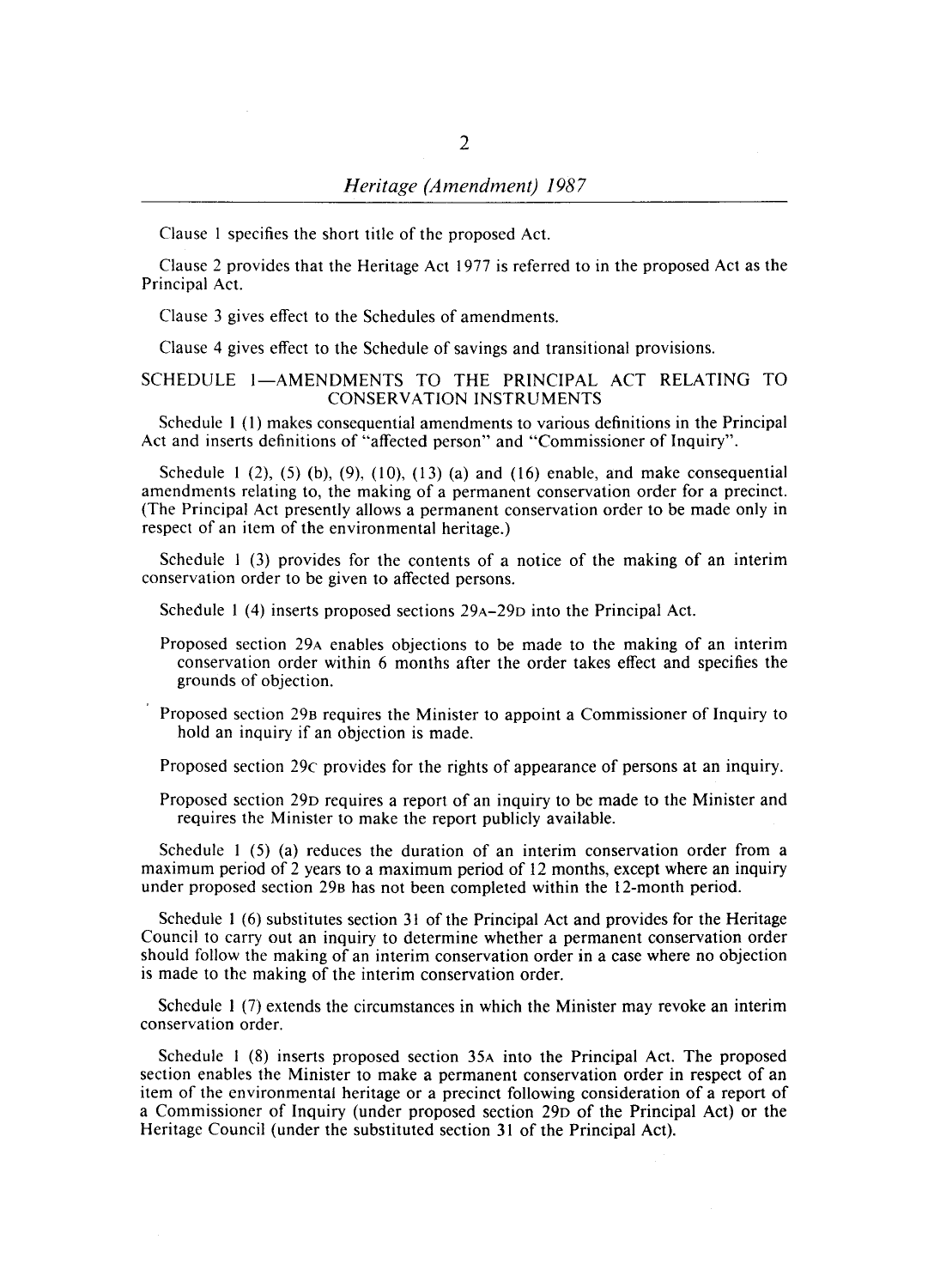Clause 1 specifies the short title of the proposed Act.

Clause 2 provides that the Heritage Act 1977 is referred to in the proposed Act as the Principal Act.

Clause 3 gives effect to the Schedules of amendments.

Clause 4 gives effect to the Schedule of savings and transitional provisions.

## SCHEDULE 1—AMENDMENTS TO THE PRINCIPAL ACT RELATING TO CONSERVATION INSTRUMENTS

Schedule 1 (1) makes consequential amendments to various definitions in the Principal Act and inserts definitions of "affected person" and "Commissioner of Inquiry".

Schedule 1 (2), (5) (b), (9), (10), (13) (a) and (16) enable, and make consequential amendments relating to, the making of a permanent conservation order for a precinct. (The Principal Act presently allows a permanent conservation order to be made only in respect of an item of the environmental heritage.)

Schedule 1 (3) provides for the contents of a notice of the making of an interim conservation order to be given to affected persons.

Schedule 1 (4) inserts proposed sections 29A–29D into the Principal Act.

Proposed section 29A enables objections to be made to the making of an interim conservation order within 6 months after the order takes effect and specifies the grounds of objection.

Proposed section 29B requires the Minister to appoint a Commissioner of Inquiry to hold an inquiry if an objection is made.

Proposed section 29C provides for the rights of appearance of persons at an inquiry.

Proposed section 29D requires a report of an inquiry to be made to the Minister and requires the Minister to make the report publicly available.

Schedule 1 (5) (a) reduces the duration of an interim conservation order from a maximum period of 2 years to a maximum period of 12 months, except where an inquiry under proposed section 29B has not been completed within the 12-month period.

Schedule 1 (6) substitutes section 31 of the Principal Act and provides for the Heritage Council to carry out an inquiry to determine whether a permanent conservation order should follow the making of an interim conservation order in a case where no objection is made to the making of the interim conservation order.

Schedule 1 (7) extends the circumstances in which the Minister may revoke an interim conservation order.

Schedule 1 (8) inserts proposed section 35A into the Principal Act. The proposed section enables the Minister to make a permanent conservation order in respect of an item of the environmental heritage or a precinct following consideration of a report of a Commissioner of Inquiry (under proposed section 29D of the Principal Act) or the Heritage Council (under the substituted section 31 of the Principal Act).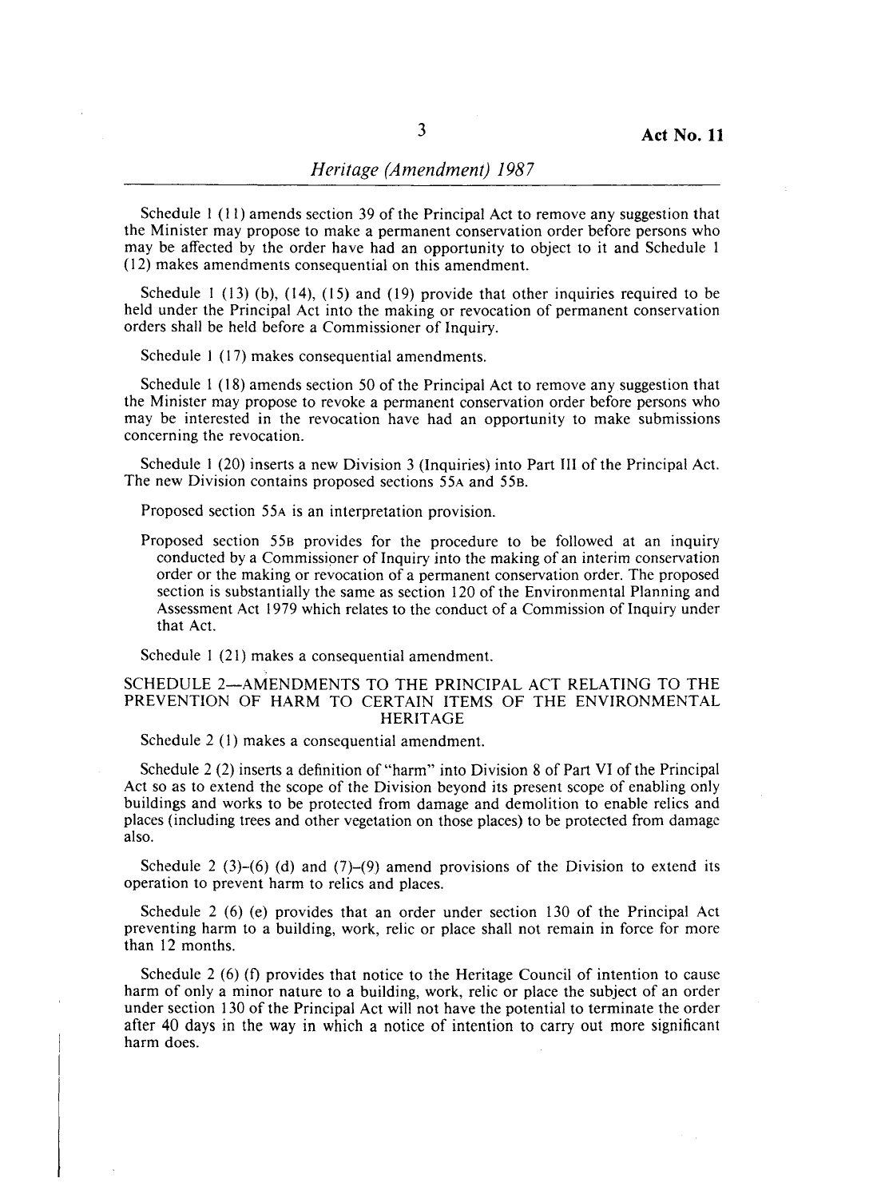Schedule 1 (11) amends section 39 of the Principal Act to remove any suggestion that the Minister may propose to make a permanent conservation order before persons who may be affected by the order have had an opportunity to object to it and Schedule 1 (12) makes amendments consequential on this amendment.

Schedule 1 (13) (b), (14), (15) and (19) provide that other inquiries required to be held under the Principal Act into the making or revocation of permanent conservation orders shall be held before a Commissioner of Inquiry.

Schedule 1 (17) makes consequential amendments.

Schedule 1 (18) amends section 50 of the Principal Act to remove any suggestion that the Minister may propose to revoke a permanent conservation order before persons who may be interested in the revocation have had an opportunity to make submissions concerning the revocation.

Schedule 1 (20) inserts a new Division 3 (Inquiries) into Part III of the Principal Act. The new Division contains proposed sections 55A and 55B.

Proposed section 55A is an interpretation provision.

Proposed section 55B provides for the procedure to be followed at an inquiry conducted by a Commissioner of Inquiry into the making of an interim conservation order or the making or revocation of a permanent conservation order. The proposed section is substantially the same as section 120 of the Environmental Planning and Assessment Act 1979 which relates to the conduct of a Commission of Inquiry under that Act.

Schedule 1 (21) makes a consequential amendment.

## SCHEDULE 2—AMENDMENTS TO THE PRINCIPAL ACT RELATING TO THE PREVENTION OF HARM TO CERTAIN ITEMS OF THE ENVIRONMENTAL HERITAGE

Schedule 2 (1) makes a consequential amendment.

Schedule 2 (2) inserts a definition of "harm" into Division 8 of Part VI of the Principal Act so as to extend the scope of the Division beyond its present scope of enabling only buildings and works to be protected from damage and demolition to enable relics and places (including trees and other vegetation on those places) to be protected from damage also.

Schedule 2 (3)–(6) (d) and (7)–(9) amend provisions of the Division to extend its operation to prevent harm to relics and places.

Schedule 2 (6) (e) provides that an order under section 130 of the Principal Act preventing harm to a building, work, relic or place shall not remain in force for more than 12 months.

Schedule 2 (6) (f) provides that notice to the Heritage Council of intention to cause harm of only a minor nature to a building, work, relic or place the subject of an order under section 130 of the Principal Act will not have the potential to terminate the order after 40 days in the way in which a notice of intention to carry out more significant harm does.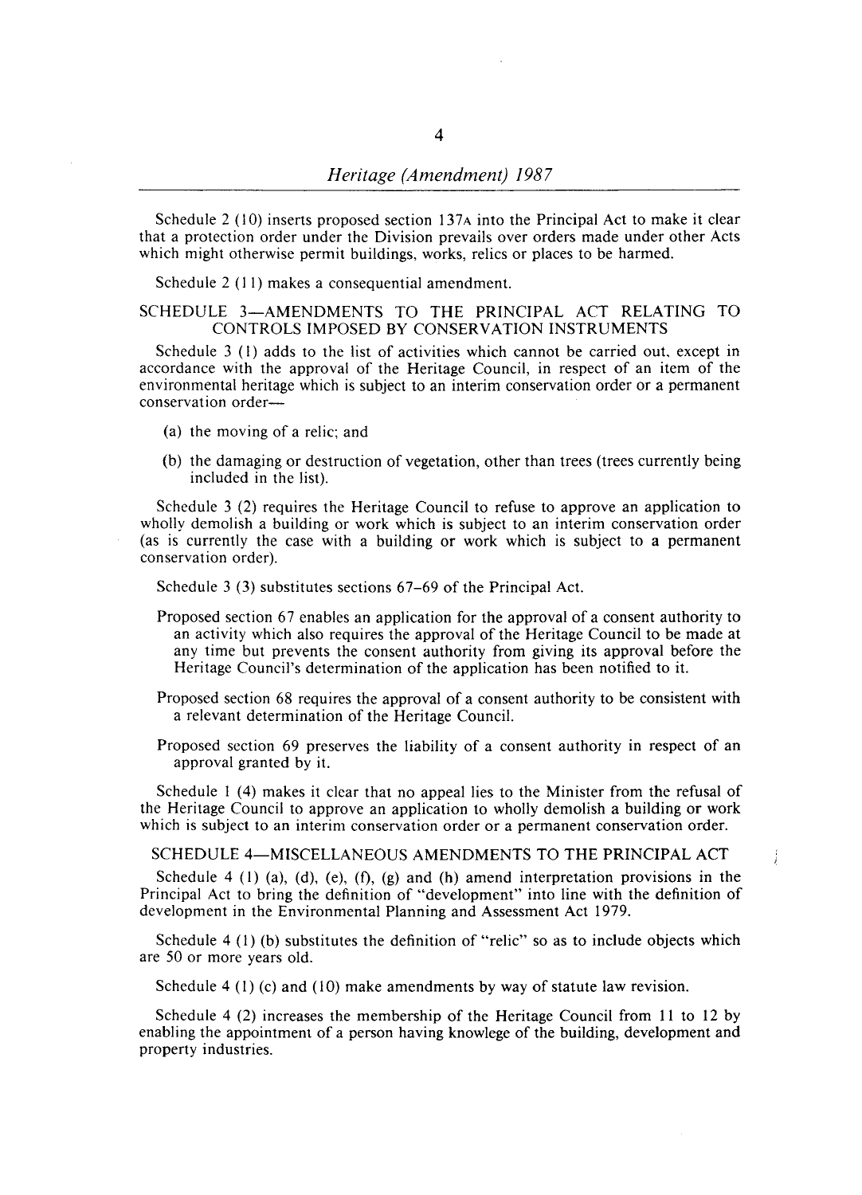Schedule 2 (10) inserts proposed section 137A into the Principal Act to make it clear that a protection order under the Division prevails over orders made under other Acts which might otherwise permit buildings, works, relics or places to be harmed.

Schedule 2 (11) makes a consequential amendment.

## SCHEDULE 3—AMENDMENTS TO THE PRINCIPAL ACT RELATING TO CONTROLS IMPOSED BY CONSERVATION INSTRUMENTS

Schedule 3 (1) adds to the list of activities which cannot be carried out, except in accordance with the approval of the Heritage Council, in respect of an item of the environmental heritage which is subject to an interim conservation order or a permanent conservation order—

(a) the moving of a relic; and

(b) the damaging or destruction of vegetation, other than trees (trees currently being included in the list).

Schedule 3 (2) requires the Heritage Council to refuse to approve an application to wholly demolish a building or work which is subject to an interim conservation order (as is currently the case with a building or work which is subject to a permanent conservation order).

Schedule 3 (3) substitutes sections 67–69 of the Principal Act.

Proposed section 67 enables an application for the approval of a consent authority to an activity which also requires the approval of the Heritage Council to be made at any time but prevents the consent authority from giving its approval before the Heritage Council's determination of the application has been notified to it.

Proposed section 68 requires the approval of a consent authority to be consistent with a relevant determination of the Heritage Council.

Proposed section 69 preserves the liability of a consent authority in respect of an approval granted by it.

Schedule 1 (4) makes it clear that no appeal lies to the Minister from the refusal of the Heritage Council to approve an application to wholly demolish a building or work which is subject to an interim conservation order or a permanent conservation order.

## SCHEDULE 4—MISCELLANEOUS AMENDMENTS TO THE PRINCIPAL ACT

Schedule 4 (1) (a), (d), (e), (f), (g) and (h) amend interpretation provisions in the Principal Act to bring the definition of "development" into line with the definition of development in the Environmental Planning and Assessment Act 1979.

Schedule 4 (1) (b) substitutes the definition of "relic" so as to include objects which are 50 or more years old.

Schedule 4 (1) (c) and (10) make amendments by way of statute law revision.

Schedule 4 (2) increases the membership of the Heritage Council from 11 to 12 by enabling the appointment of a person having knowlege of the building, development and property industries.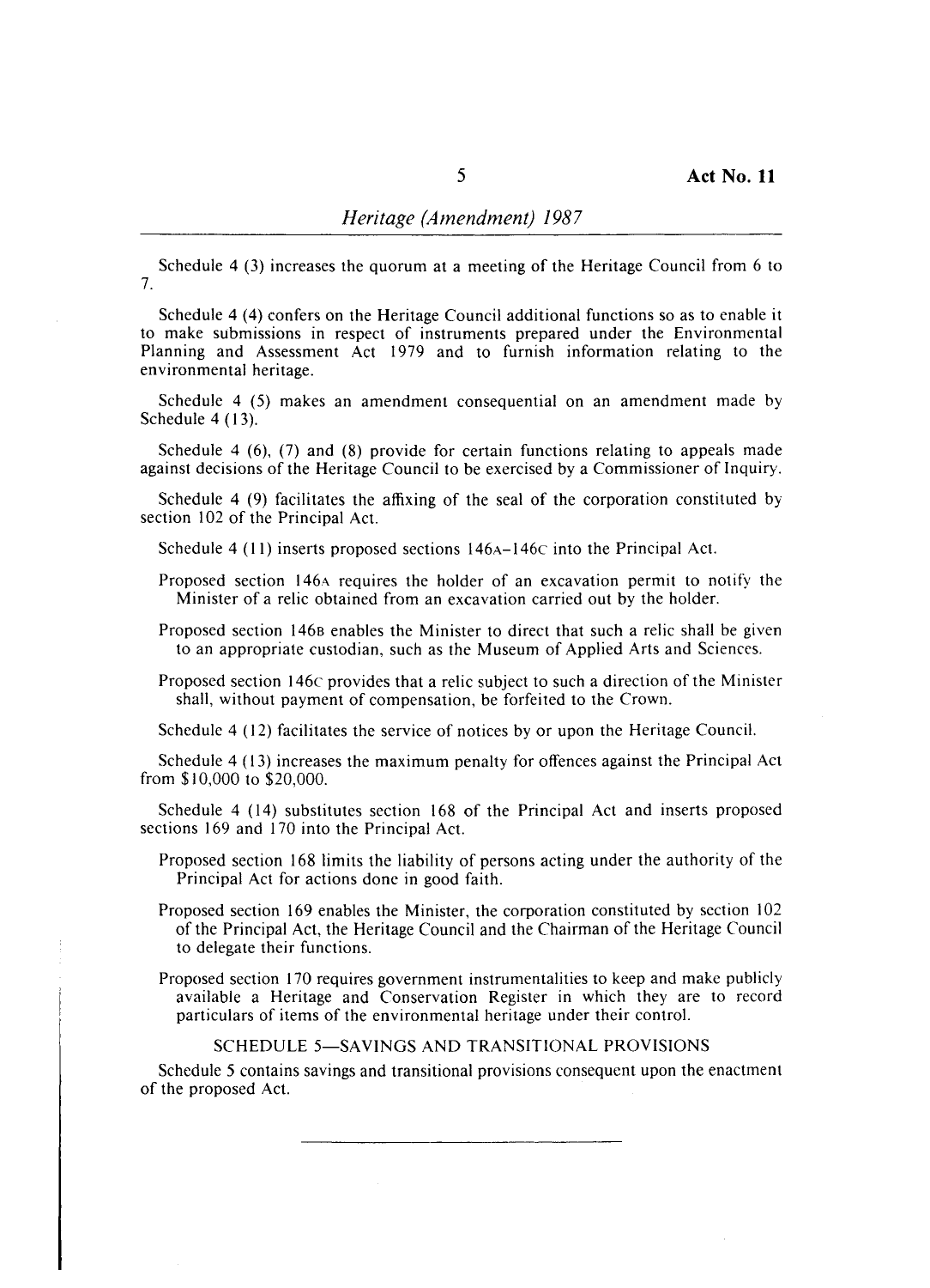Schedule 4 (3) increases the quorum at a meeting of the Heritage Council from 6 to 7.

Schedule 4 (4) confers on the Heritage Council additional functions so as to enable it to make submissions in respect of instruments prepared under the Environmental Planning and Assessment Act 1979 and to furnish information relating to the environmental heritage.

Schedule 4 (5) makes an amendment consequential on an amendment made by Schedule 4 (13).

Schedule 4 (6), (7) and (8) provide for certain functions relating to appeals made against decisions of the Heritage Council to be exercised by a Commissioner of Inquiry.

Schedule 4 (9) facilitates the affixing of the seal of the corporation constituted by section 102 of the Principal Act.

Schedule 4 (11) inserts proposed sections 146A–146C into the Principal Act.

Proposed section 146A requires the holder of an excavation permit to notify the Minister of a relic obtained from an excavation carried out by the holder.

Proposed section 146B enables the Minister to direct that such a relic shall be given to an appropriate custodian, such as the Museum of Applied Arts and Sciences.

Proposed section 146C provides that a relic subject to such a direction of the Minister shall, without payment of compensation, be forfeited to the Crown.

Schedule 4 (12) facilitates the service of notices by or upon the Heritage Council.

Schedule 4 (13) increases the maximum penalty for offences against the Principal Act from $10,000 to $20,000.

Schedule 4 (14) substitutes section 168 of the Principal Act and inserts proposed sections 169 and 170 into the Principal Act.

Proposed section 168 limits the liability of persons acting under the authority of the Principal Act for actions done in good faith.

Proposed section 169 enables the Minister, the corporation constituted by section 102 of the Principal Act, the Heritage Council and the Chairman of the Heritage Council to delegate their functions.

Proposed section 170 requires government instrumentalities to keep and make publicly available a Heritage and Conservation Register in which they are to record particulars of items of the environmental heritage under their control.

## SCHEDULE 5—SAVINGS AND TRANSITIONAL PROVISIONS

Schedule 5 contains savings and transitional provisions consequent upon the enactment of the proposed Act.